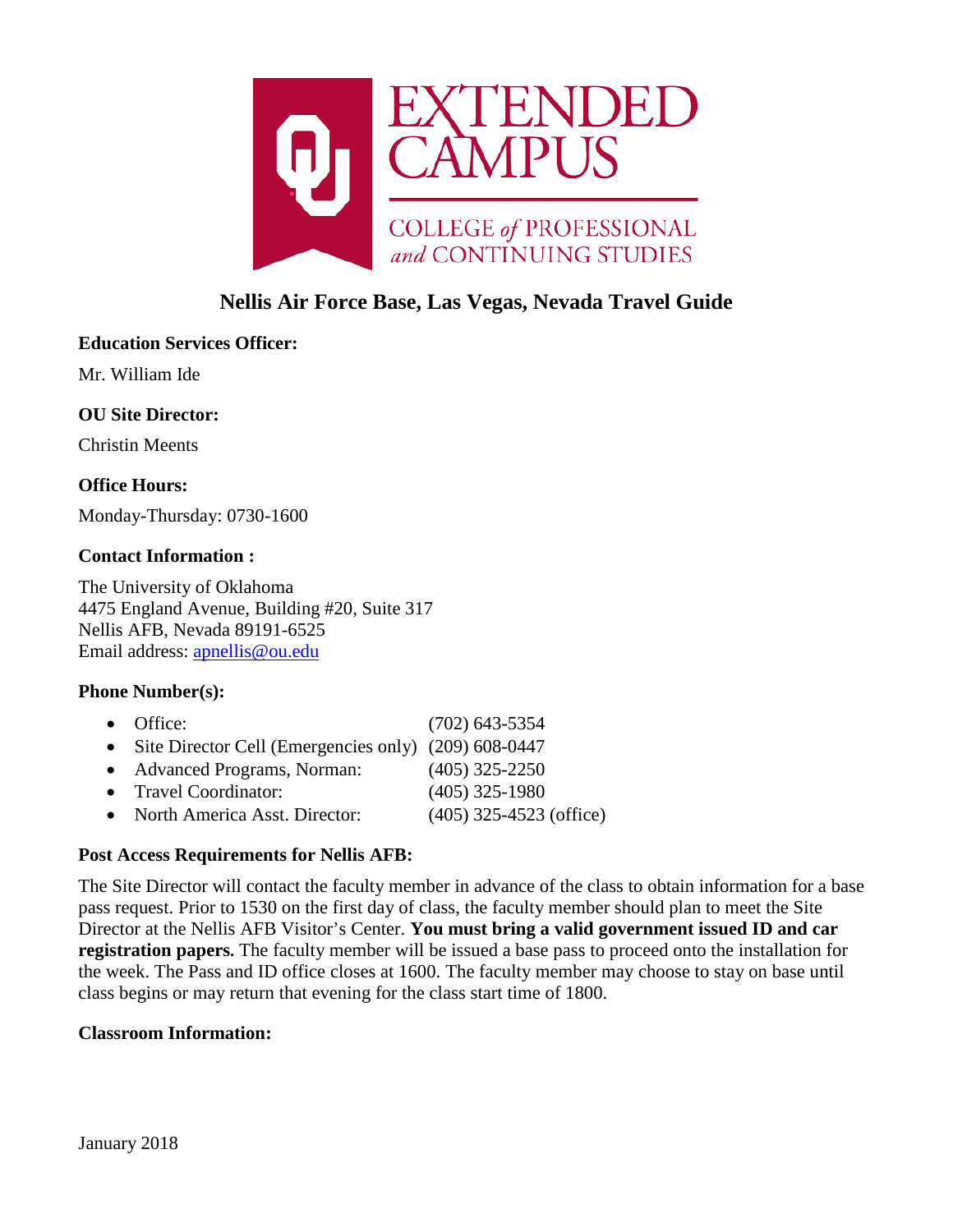# Nellis Air Force Base, Las Vegas, Nevada Travel Guide

**Education Services Officer:**

Mr. William Ide

**OU Site Director:**

Christin Meents

**Office Hours:**

Monday-Thursday: 0730-1600

**Contact Information :**

The University of Oklahoma
4475 England Avenue, Building #20, Suite 317
Nellis AFB, Nevada 89191-6525
Email address: apnellis@ou.edu

**Phone Number(s):**

- Office: (702) 643-5354
- Site Director Cell (Emergencies only) (209) 608-0447
- Advanced Programs, Norman: (405) 325-2250
- Travel Coordinator: (405) 325-1980
- North America Asst. Director: (405) 325-4523 (office)

**Post Access Requirements for Nellis AFB:**

The Site Director will contact the faculty member in advance of the class to obtain information for a base pass request. Prior to 1530 on the first day of class, the faculty member should plan to meet the Site Director at the Nellis AFB Visitor's Center. **You must bring a valid government issued ID and car registration papers.** The faculty member will be issued a base pass to proceed onto the installation for the week. The Pass and ID office closes at 1600. The faculty member may choose to stay on base until class begins or may return that evening for the class start time of 1800.

**Classroom Information:**

January 2018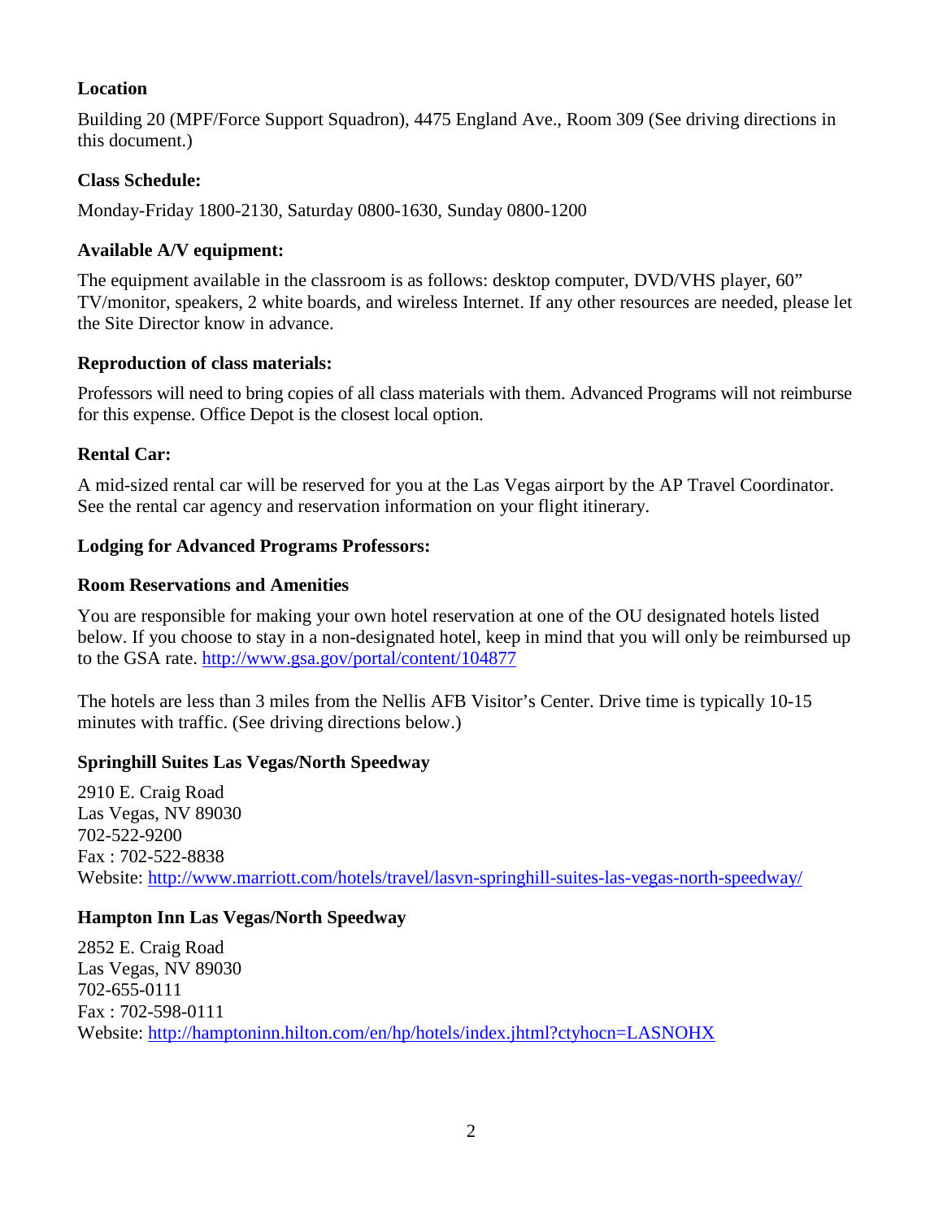**Location**

Building 20 (MPF/Force Support Squadron), 4475 England Ave., Room 309 (See driving directions in this document.)

**Class Schedule:**

Monday-Friday 1800-2130, Saturday 0800-1630, Sunday 0800-1200

**Available A/V equipment:**

The equipment available in the classroom is as follows: desktop computer, DVD/VHS player, 60" TV/monitor, speakers, 2 white boards, and wireless Internet. If any other resources are needed, please let the Site Director know in advance.

**Reproduction of class materials:**

Professors will need to bring copies of all class materials with them. Advanced Programs will not reimburse for this expense. Office Depot is the closest local option.

**Rental Car:**

A mid-sized rental car will be reserved for you at the Las Vegas airport by the AP Travel Coordinator. See the rental car agency and reservation information on your flight itinerary.

**Lodging for Advanced Programs Professors:**

**Room Reservations and Amenities**

You are responsible for making your own hotel reservation at one of the OU designated hotels listed below. If you choose to stay in a non-designated hotel, keep in mind that you will only be reimbursed up to the GSA rate. http://www.gsa.gov/portal/content/104877

The hotels are less than 3 miles from the Nellis AFB Visitor's Center. Drive time is typically 10-15 minutes with traffic. (See driving directions below.)

**Springhill Suites Las Vegas/North Speedway**

2910 E. Craig Road
Las Vegas, NV 89030
702-522-9200
Fax : 702-522-8838
Website: http://www.marriott.com/hotels/travel/lasvn-springhill-suites-las-vegas-north-speedway/

**Hampton Inn Las Vegas/North Speedway**

2852 E. Craig Road
Las Vegas, NV 89030
702-655-0111
Fax : 702-598-0111
Website: http://hamptoninn.hilton.com/en/hp/hotels/index.jhtml?ctyhocn=LASNOHX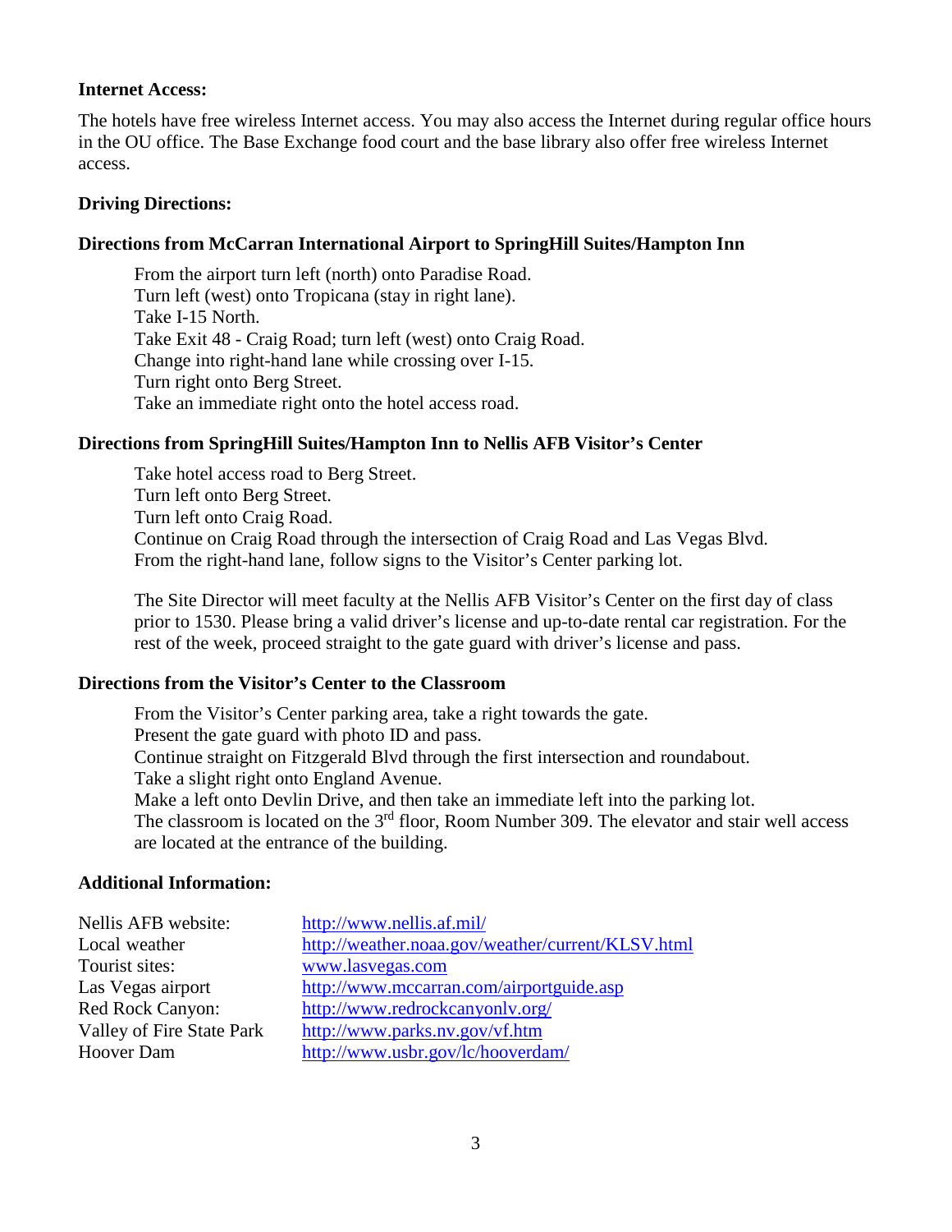**Internet Access:**

The hotels have free wireless Internet access. You may also access the Internet during regular office hours in the OU office. The Base Exchange food court and the base library also offer free wireless Internet access.

**Driving Directions:**

**Directions from McCarran International Airport to SpringHill Suites/Hampton Inn**

From the airport turn left (north) onto Paradise Road.
Turn left (west) onto Tropicana (stay in right lane).
Take I-15 North.
Take Exit 48 - Craig Road; turn left (west) onto Craig Road.
Change into right-hand lane while crossing over I-15.
Turn right onto Berg Street.
Take an immediate right onto the hotel access road.

**Directions from SpringHill Suites/Hampton Inn to Nellis AFB Visitor's Center**

Take hotel access road to Berg Street.
Turn left onto Berg Street.
Turn left onto Craig Road.
Continue on Craig Road through the intersection of Craig Road and Las Vegas Blvd.
From the right-hand lane, follow signs to the Visitor's Center parking lot.

The Site Director will meet faculty at the Nellis AFB Visitor's Center on the first day of class prior to 1530. Please bring a valid driver's license and up-to-date rental car registration. For the rest of the week, proceed straight to the gate guard with driver's license and pass.

**Directions from the Visitor's Center to the Classroom**

From the Visitor's Center parking area, take a right towards the gate.
Present the gate guard with photo ID and pass.
Continue straight on Fitzgerald Blvd through the first intersection and roundabout.
Take a slight right onto England Avenue.
Make a left onto Devlin Drive, and then take an immediate left into the parking lot.
The classroom is located on the 3rd floor, Room Number 309. The elevator and stair well access are located at the entrance of the building.

**Additional Information:**

| | |
|---|---|
| Nellis AFB website: | http://www.nellis.af.mil/ |
| Local weather | http://weather.noaa.gov/weather/current/KLSV.html |
| Tourist sites: | www.lasvegas.com |
| Las Vegas airport | http://www.mccarran.com/airportguide.asp |
| Red Rock Canyon: | http://www.redrockcanyonlv.org/ |
| Valley of Fire State Park | http://www.parks.nv.gov/vf.htm |
| Hoover Dam | http://www.usbr.gov/lc/hooverdam/ |